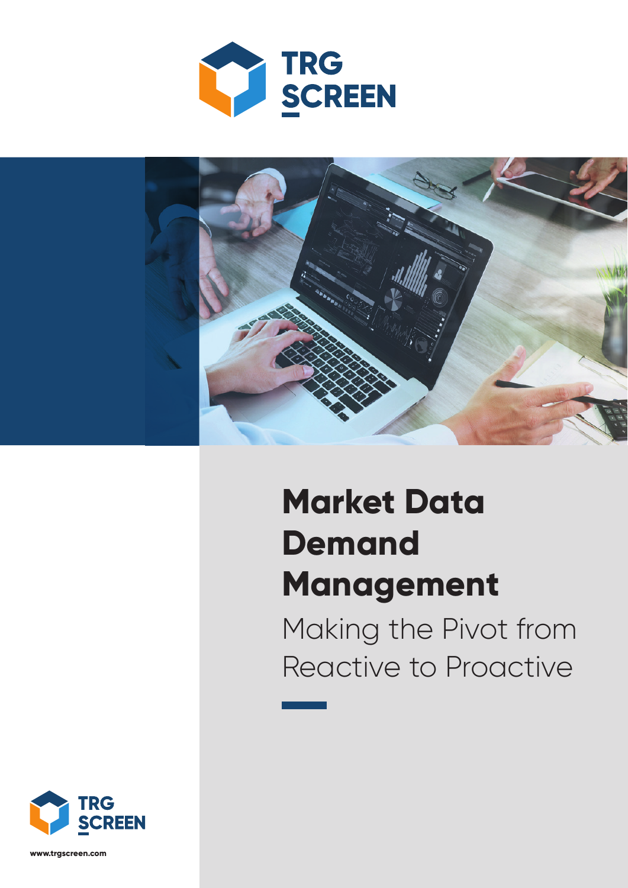TRG SCREEN

# Market Data Demand Management

## Making the Pivot from Reactive to Proactive

TRG SCREEN

www.trgscreen.com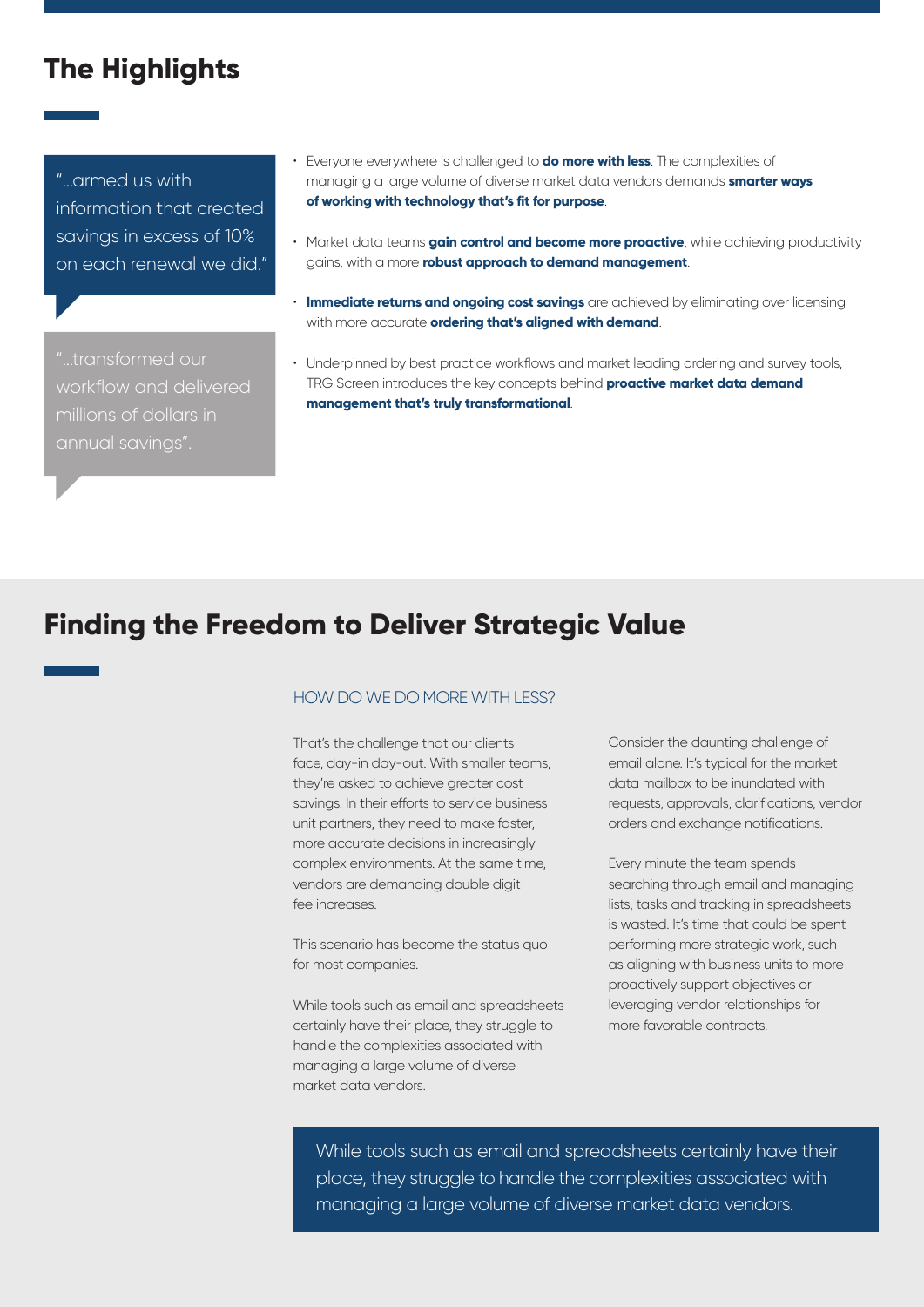## The Highlights

> "...armed us with information that created savings in excess of 10% on each renewal we did."

> "...transformed our workflow and delivered millions of dollars in annual savings".

- Everyone everywhere is challenged to **do more with less**. The complexities of managing a large volume of diverse market data vendors demands **smarter ways of working with technology that's fit for purpose**.
- Market data teams **gain control and become more proactive**, while achieving productivity gains, with a more **robust approach to demand management**.
- **Immediate returns and ongoing cost savings** are achieved by eliminating over licensing with more accurate **ordering that's aligned with demand**.
- Underpinned by best practice workflows and market leading ordering and survey tools, TRG Screen introduces the key concepts behind **proactive market data demand management that's truly transformational**.

## Finding the Freedom to Deliver Strategic Value

### HOW DO WE DO MORE WITH LESS?

That's the challenge that our clients face, day-in day-out. With smaller teams, they're asked to achieve greater cost savings. In their efforts to service business unit partners, they need to make faster, more accurate decisions in increasingly complex environments. At the same time, vendors are demanding double digit fee increases.

This scenario has become the status quo for most companies.

While tools such as email and spreadsheets certainly have their place, they struggle to handle the complexities associated with managing a large volume of diverse market data vendors.

Consider the daunting challenge of email alone. It's typical for the market data mailbox to be inundated with requests, approvals, clarifications, vendor orders and exchange notifications.

Every minute the team spends searching through email and managing lists, tasks and tracking in spreadsheets is wasted. It's time that could be spent performing more strategic work, such as aligning with business units to more proactively support objectives or leveraging vendor relationships for more favorable contracts.

> While tools such as email and spreadsheets certainly have their place, they struggle to handle the complexities associated with managing a large volume of diverse market data vendors.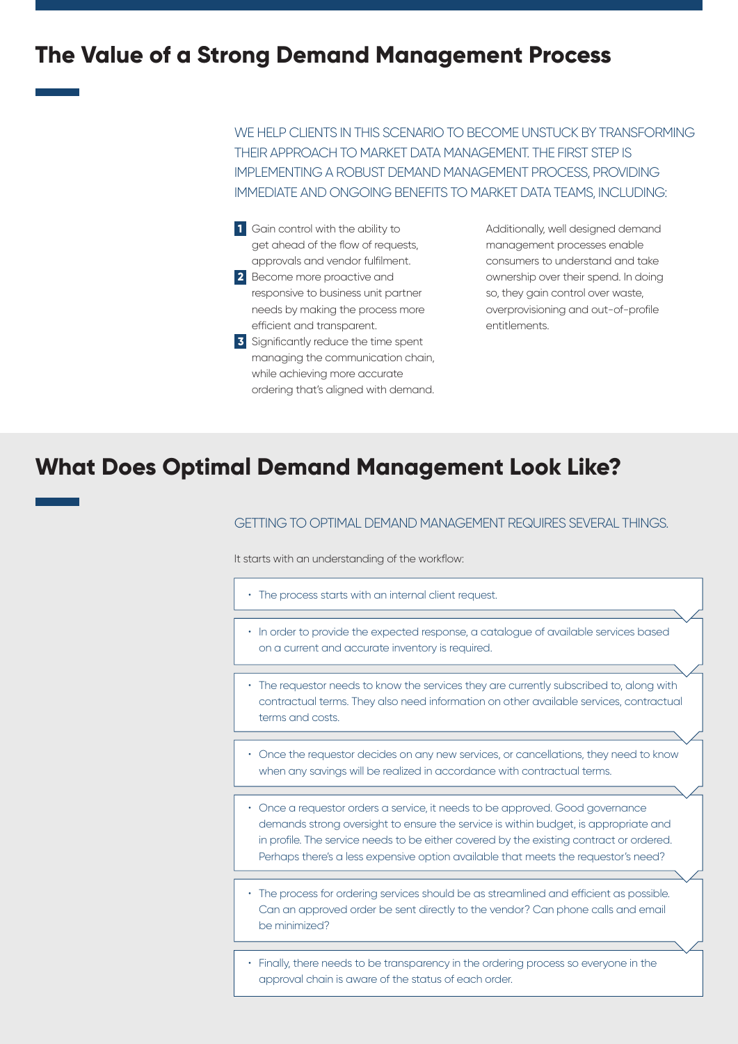## The Value of a Strong Demand Management Process

WE HELP CLIENTS IN THIS SCENARIO TO BECOME UNSTUCK BY TRANSFORMING THEIR APPROACH TO MARKET DATA MANAGEMENT. THE FIRST STEP IS IMPLEMENTING A ROBUST DEMAND MANAGEMENT PROCESS, PROVIDING IMMEDIATE AND ONGOING BENEFITS TO MARKET DATA TEAMS, INCLUDING:

1. Gain control with the ability to get ahead of the flow of requests, approvals and vendor fulfilment.
2. Become more proactive and responsive to business unit partner needs by making the process more efficient and transparent.
3. Significantly reduce the time spent managing the communication chain, while achieving more accurate ordering that's aligned with demand.

Additionally, well designed demand management processes enable consumers to understand and take ownership over their spend. In doing so, they gain control over waste, overprovisioning and out-of-profile entitlements.

## What Does Optimal Demand Management Look Like?

GETTING TO OPTIMAL DEMAND MANAGEMENT REQUIRES SEVERAL THINGS.

It starts with an understanding of the workflow:

- The process starts with an internal client request.
- In order to provide the expected response, a catalogue of available services based on a current and accurate inventory is required.
- The requestor needs to know the services they are currently subscribed to, along with contractual terms. They also need information on other available services, contractual terms and costs.
- Once the requestor decides on any new services, or cancellations, they need to know when any savings will be realized in accordance with contractual terms.
- Once a requestor orders a service, it needs to be approved. Good governance demands strong oversight to ensure the service is within budget, is appropriate and in profile. The service needs to be either covered by the existing contract or ordered. Perhaps there's a less expensive option available that meets the requestor's need?
- The process for ordering services should be as streamlined and efficient as possible. Can an approved order be sent directly to the vendor? Can phone calls and email be minimized?
- Finally, there needs to be transparency in the ordering process so everyone in the approval chain is aware of the status of each order.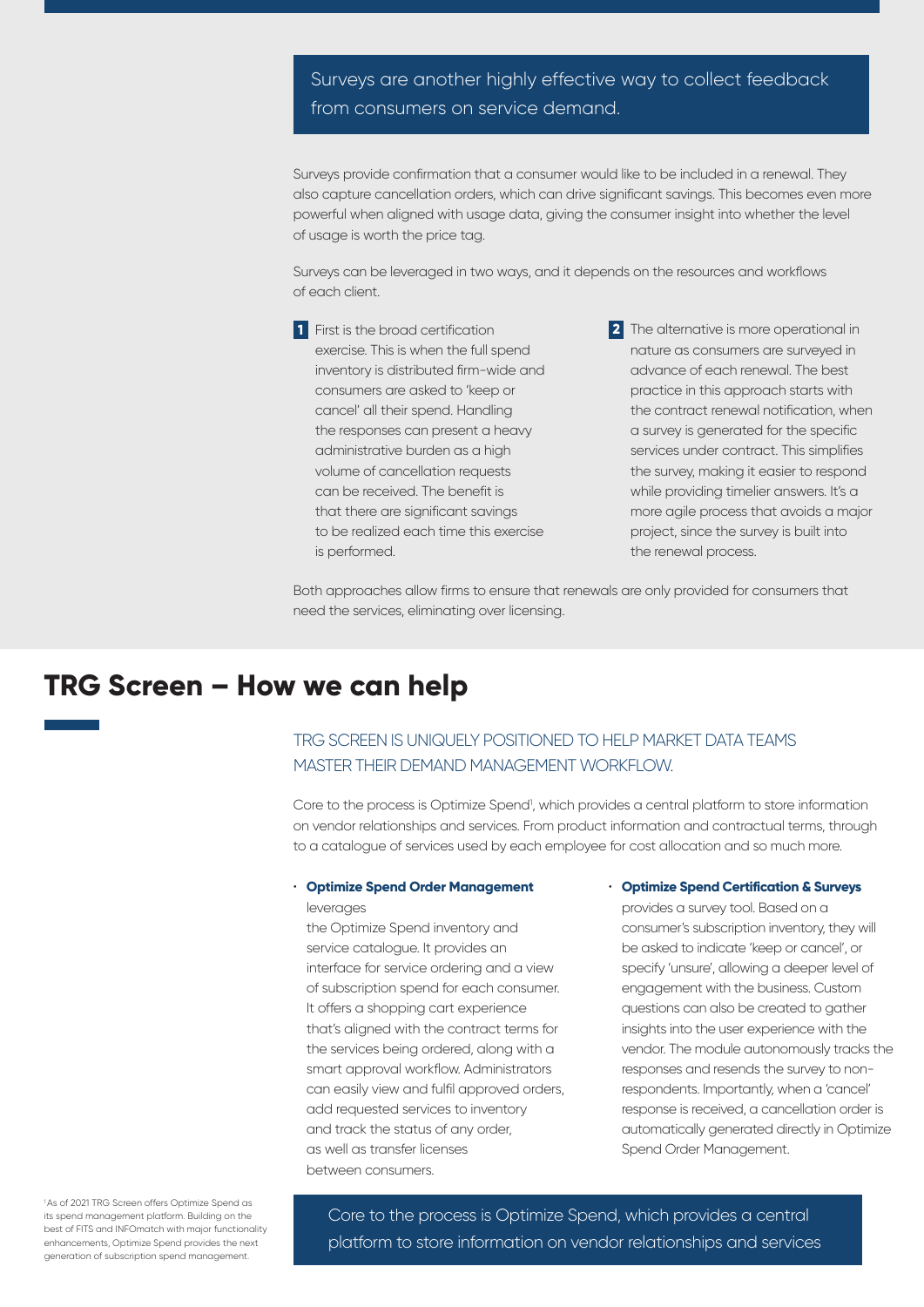Surveys are another highly effective way to collect feedback from consumers on service demand.

Surveys provide confirmation that a consumer would like to be included in a renewal. They also capture cancellation orders, which can drive significant savings. This becomes even more powerful when aligned with usage data, giving the consumer insight into whether the level of usage is worth the price tag.

Surveys can be leveraged in two ways, and it depends on the resources and workflows of each client.

1. First is the broad certification exercise. This is when the full spend inventory is distributed firm-wide and consumers are asked to 'keep or cancel' all their spend. Handling the responses can present a heavy administrative burden as a high volume of cancellation requests can be received. The benefit is that there are significant savings to be realized each time this exercise is performed.

2. The alternative is more operational in nature as consumers are surveyed in advance of each renewal. The best practice in this approach starts with the contract renewal notification, when a survey is generated for the specific services under contract. This simplifies the survey, making it easier to respond while providing timelier answers. It's a more agile process that avoids a major project, since the survey is built into the renewal process.

Both approaches allow firms to ensure that renewals are only provided for consumers that need the services, eliminating over licensing.

## TRG Screen – How we can help

TRG SCREEN IS UNIQUELY POSITIONED TO HELP MARKET DATA TEAMS MASTER THEIR DEMAND MANAGEMENT WORKFLOW.

Core to the process is Optimize Spend[1], which provides a central platform to store information on vendor relationships and services. From product information and contractual terms, through to a catalogue of services used by each employee for cost allocation and so much more.

- **Optimize Spend Order Management** leverages the Optimize Spend inventory and service catalogue. It provides an interface for service ordering and a view of subscription spend for each consumer. It offers a shopping cart experience that's aligned with the contract terms for the services being ordered, along with a smart approval workflow. Administrators can easily view and fulfil approved orders, add requested services to inventory and track the status of any order, as well as transfer licenses between consumers.

- **Optimize Spend Certification & Surveys** provides a survey tool. Based on a consumer's subscription inventory, they will be asked to indicate 'keep or cancel', or specify 'unsure', allowing a deeper level of engagement with the business. Custom questions can also be created to gather insights into the user experience with the vendor. The module autonomously tracks the responses and resends the survey to non-respondents. Importantly, when a 'cancel' response is received, a cancellation order is automatically generated directly in Optimize Spend Order Management.

Core to the process is Optimize Spend, which provides a central platform to store information on vendor relationships and services

[1] As of 2021 TRG Screen offers Optimize Spend as its spend management platform. Building on the best of FITS and INFOmatch with major functionality enhancements, Optimize Spend provides the next generation of subscription spend management.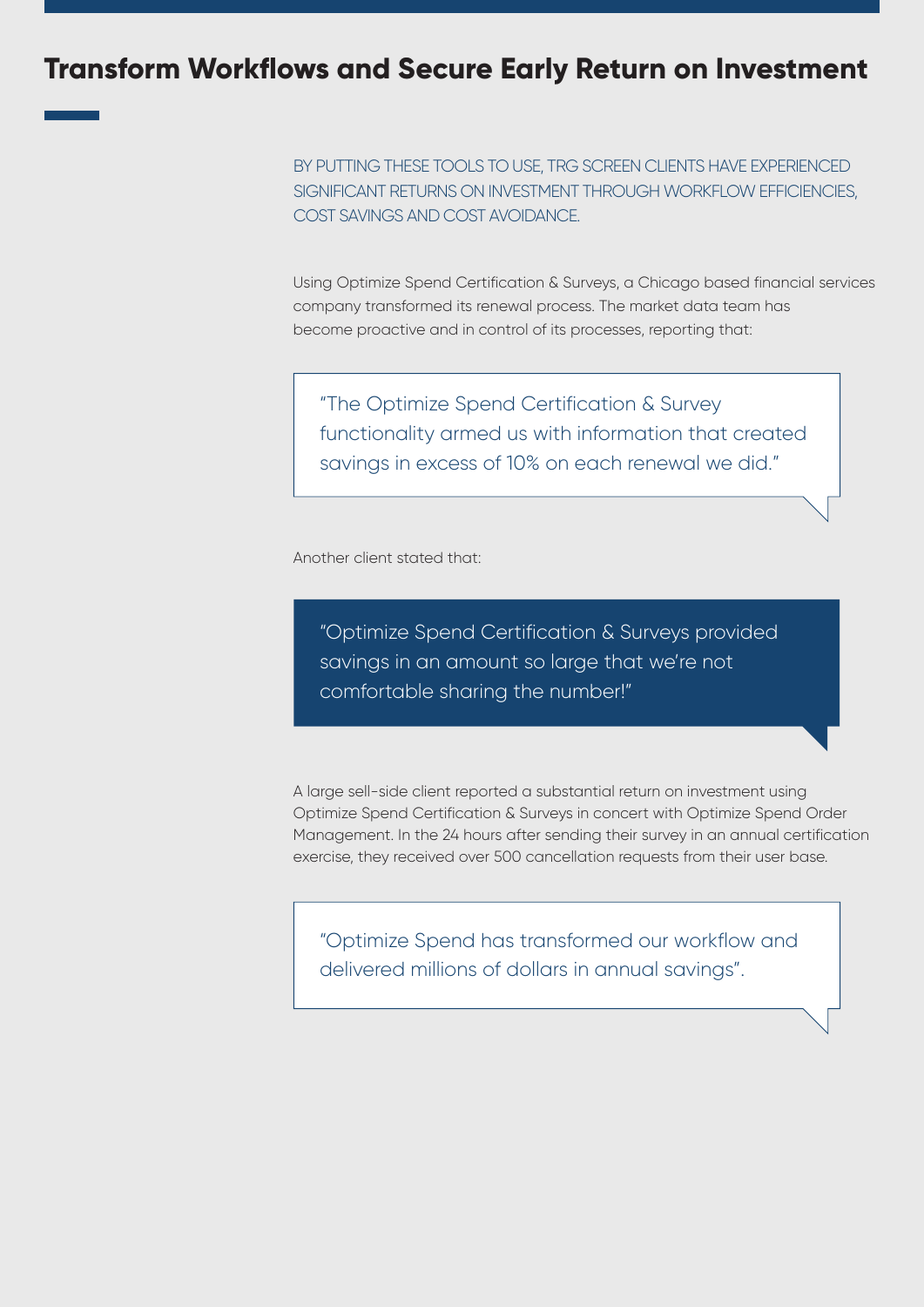## Transform Workflows and Secure Early Return on Investment

BY PUTTING THESE TOOLS TO USE, TRG SCREEN CLIENTS HAVE EXPERIENCED SIGNIFICANT RETURNS ON INVESTMENT THROUGH WORKFLOW EFFICIENCIES, COST SAVINGS AND COST AVOIDANCE.

Using Optimize Spend Certification & Surveys, a Chicago based financial services company transformed its renewal process. The market data team has become proactive and in control of its processes, reporting that:

> "The Optimize Spend Certification & Survey functionality armed us with information that created savings in excess of 10% on each renewal we did."

Another client stated that:

> "Optimize Spend Certification & Surveys provided savings in an amount so large that we're not comfortable sharing the number!"

A large sell-side client reported a substantial return on investment using Optimize Spend Certification & Surveys in concert with Optimize Spend Order Management. In the 24 hours after sending their survey in an annual certification exercise, they received over 500 cancellation requests from their user base.

> "Optimize Spend has transformed our workflow and delivered millions of dollars in annual savings".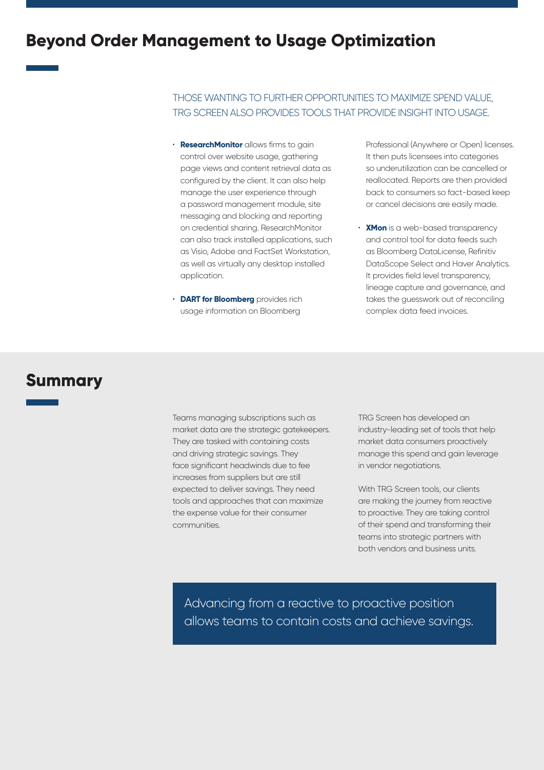# Beyond Order Management to Usage Optimization

THOSE WANTING TO FURTHER OPPORTUNITIES TO MAXIMIZE SPEND VALUE, TRG SCREEN ALSO PROVIDES TOOLS THAT PROVIDE INSIGHT INTO USAGE.

- **ResearchMonitor** allows firms to gain control over website usage, gathering page views and content retrieval data as configured by the client. It can also help manage the user experience through a password management module, site messaging and blocking and reporting on credential sharing. ResearchMonitor can also track installed applications, such as Visio, Adobe and FactSet Workstation, as well as virtually any desktop installed application.
- **DART for Bloomberg** provides rich usage information on Bloomberg Professional (Anywhere or Open) licenses. It then puts licensees into categories so underutilization can be cancelled or reallocated. Reports are then provided back to consumers so fact-based keep or cancel decisions are easily made.
- **XMon** is a web-based transparency and control tool for data feeds such as Bloomberg DataLicense, Refinitiv DataScope Select and Haver Analytics. It provides field level transparency, lineage capture and governance, and takes the guesswork out of reconciling complex data feed invoices.

# Summary

Teams managing subscriptions such as market data are the strategic gatekeepers. They are tasked with containing costs and driving strategic savings. They face significant headwinds due to fee increases from suppliers but are still expected to deliver savings. They need tools and approaches that can maximize the expense value for their consumer communities.

TRG Screen has developed an industry-leading set of tools that help market data consumers proactively manage this spend and gain leverage in vendor negotiations.

With TRG Screen tools, our clients are making the journey from reactive to proactive. They are taking control of their spend and transforming their teams into strategic partners with both vendors and business units.

> Advancing from a reactive to proactive position allows teams to contain costs and achieve savings.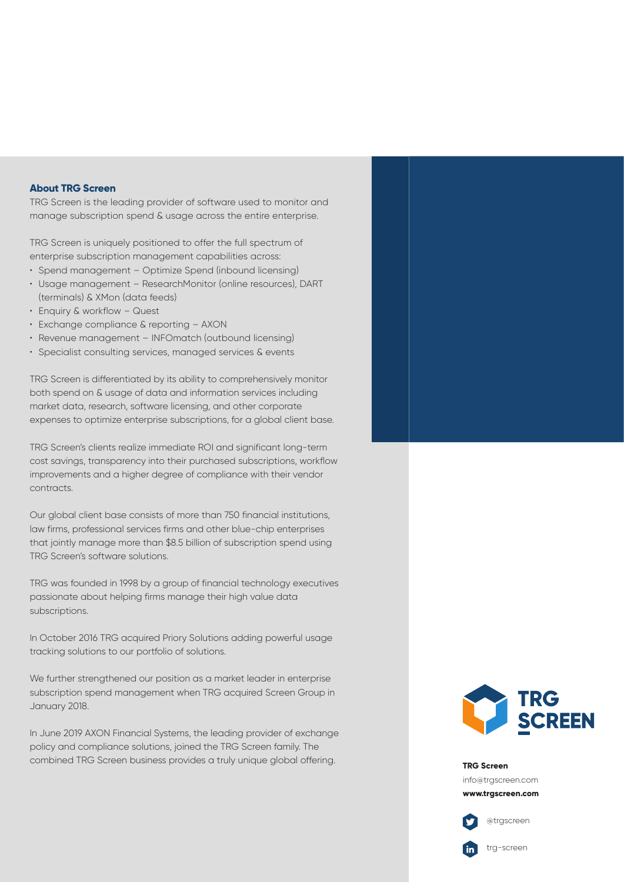## About TRG Screen

TRG Screen is the leading provider of software used to monitor and manage subscription spend & usage across the entire enterprise.

TRG Screen is uniquely positioned to offer the full spectrum of enterprise subscription management capabilities across:

- Spend management – Optimize Spend (inbound licensing)
- Usage management – ResearchMonitor (online resources), DART (terminals) & XMon (data feeds)
- Enquiry & workflow – Quest
- Exchange compliance & reporting – AXON
- Revenue management – INFOmatch (outbound licensing)
- Specialist consulting services, managed services & events

TRG Screen is differentiated by its ability to comprehensively monitor both spend on & usage of data and information services including market data, research, software licensing, and other corporate expenses to optimize enterprise subscriptions, for a global client base.

TRG Screen's clients realize immediate ROI and significant long-term cost savings, transparency into their purchased subscriptions, workflow improvements and a higher degree of compliance with their vendor contracts.

Our global client base consists of more than 750 financial institutions, law firms, professional services firms and other blue-chip enterprises that jointly manage more than $8.5 billion of subscription spend using TRG Screen's software solutions.

TRG was founded in 1998 by a group of financial technology executives passionate about helping firms manage their high value data subscriptions.

In October 2016 TRG acquired Priory Solutions adding powerful usage tracking solutions to our portfolio of solutions.

We further strengthened our position as a market leader in enterprise subscription spend management when TRG acquired Screen Group in January 2018.

In June 2019 AXON Financial Systems, the leading provider of exchange policy and compliance solutions, joined the TRG Screen family. The combined TRG Screen business provides a truly unique global offering.

TRG SCREEN

**TRG Screen**
info@trgscreen.com
**www.trgscreen.com**

@trgscreen

trg-screen